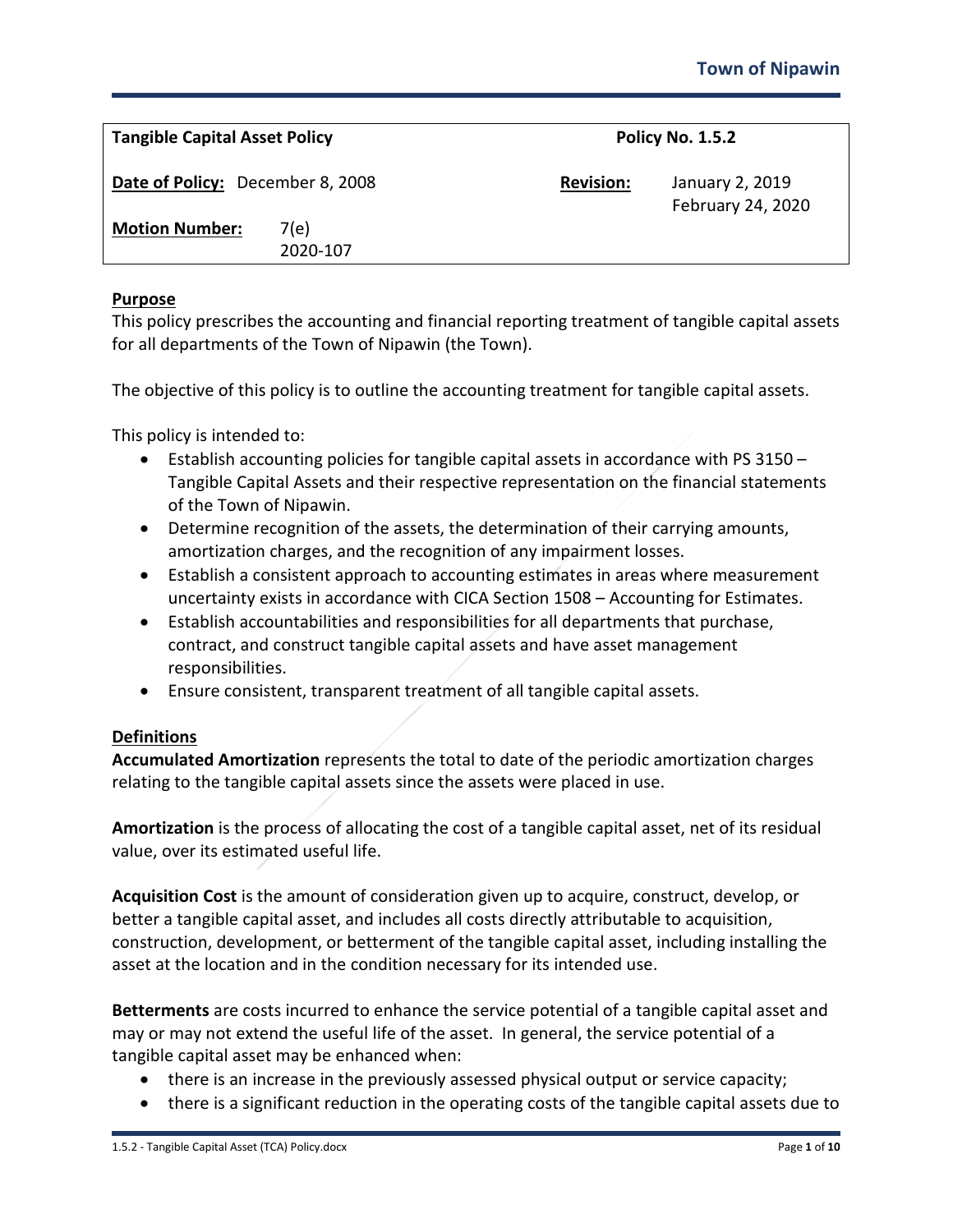**Town of Nipawin**

| **Tangible Capital Asset Policy** | | **Policy No. 1.5.2** | |
|---|---|---|---|
| **Date of Policy:** | December 8, 2008 | **Revision:** | January 2, 2019<br>February 24, 2020 |
| **Motion Number:** | 7(e)<br>2020-107 | | |

## Purpose

This policy prescribes the accounting and financial reporting treatment of tangible capital assets for all departments of the Town of Nipawin (the Town).

The objective of this policy is to outline the accounting treatment for tangible capital assets.

This policy is intended to:

- Establish accounting policies for tangible capital assets in accordance with PS 3150 – Tangible Capital Assets and their respective representation on the financial statements of the Town of Nipawin.
- Determine recognition of the assets, the determination of their carrying amounts, amortization charges, and the recognition of any impairment losses.
- Establish a consistent approach to accounting estimates in areas where measurement uncertainty exists in accordance with CICA Section 1508 – Accounting for Estimates.
- Establish accountabilities and responsibilities for all departments that purchase, contract, and construct tangible capital assets and have asset management responsibilities.
- Ensure consistent, transparent treatment of all tangible capital assets.

## Definitions

**Accumulated Amortization** represents the total to date of the periodic amortization charges relating to the tangible capital assets since the assets were placed in use.

**Amortization** is the process of allocating the cost of a tangible capital asset, net of its residual value, over its estimated useful life.

**Acquisition Cost** is the amount of consideration given up to acquire, construct, develop, or better a tangible capital asset, and includes all costs directly attributable to acquisition, construction, development, or betterment of the tangible capital asset, including installing the asset at the location and in the condition necessary for its intended use.

**Betterments** are costs incurred to enhance the service potential of a tangible capital asset and may or may not extend the useful life of the asset. In general, the service potential of a tangible capital asset may be enhanced when:

- there is an increase in the previously assessed physical output or service capacity;
- there is a significant reduction in the operating costs of the tangible capital assets due to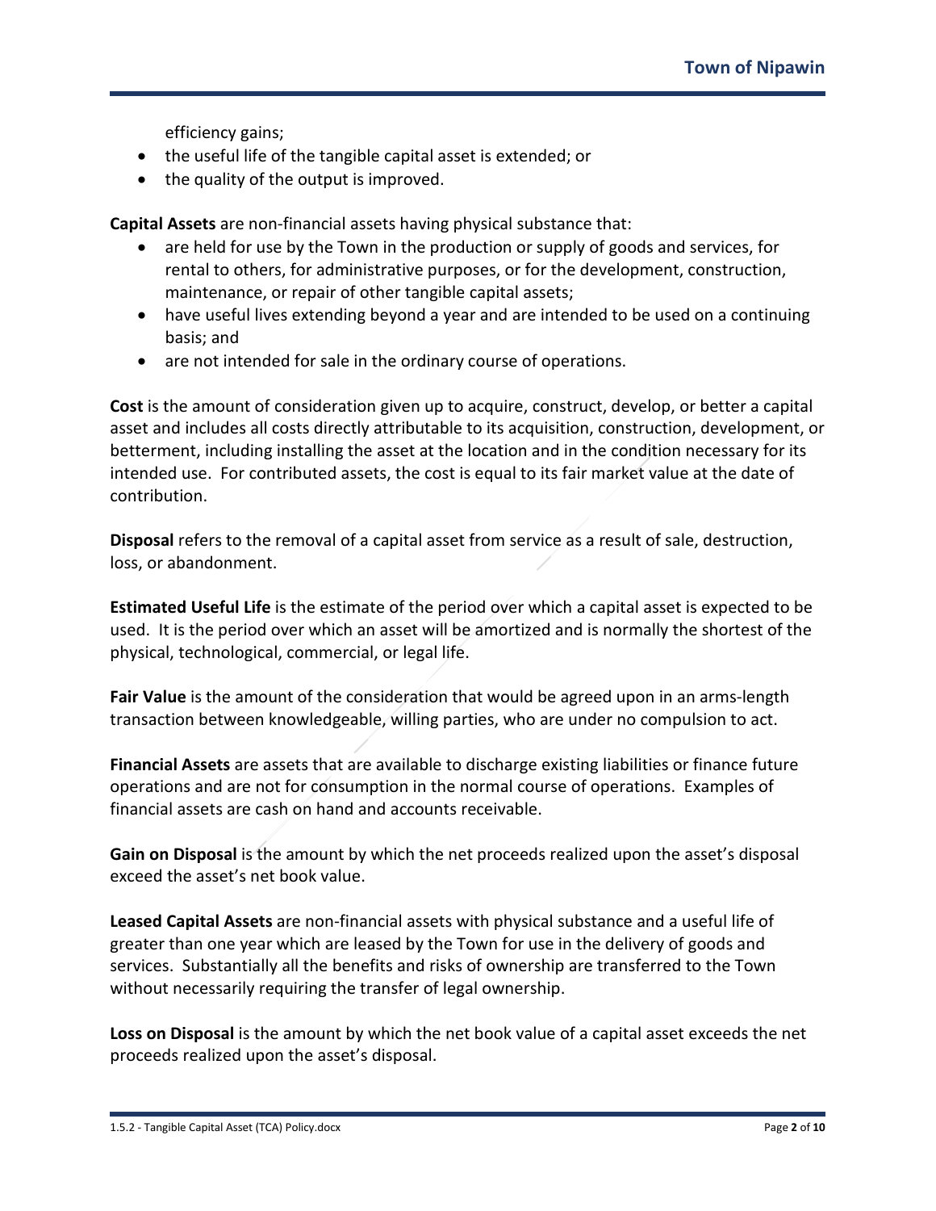efficiency gains;

- the useful life of the tangible capital asset is extended; or
- the quality of the output is improved.

**Capital Assets** are non-financial assets having physical substance that:

- are held for use by the Town in the production or supply of goods and services, for rental to others, for administrative purposes, or for the development, construction, maintenance, or repair of other tangible capital assets;
- have useful lives extending beyond a year and are intended to be used on a continuing basis; and
- are not intended for sale in the ordinary course of operations.

**Cost** is the amount of consideration given up to acquire, construct, develop, or better a capital asset and includes all costs directly attributable to its acquisition, construction, development, or betterment, including installing the asset at the location and in the condition necessary for its intended use. For contributed assets, the cost is equal to its fair market value at the date of contribution.

**Disposal** refers to the removal of a capital asset from service as a result of sale, destruction, loss, or abandonment.

**Estimated Useful Life** is the estimate of the period over which a capital asset is expected to be used. It is the period over which an asset will be amortized and is normally the shortest of the physical, technological, commercial, or legal life.

**Fair Value** is the amount of the consideration that would be agreed upon in an arms-length transaction between knowledgeable, willing parties, who are under no compulsion to act.

**Financial Assets** are assets that are available to discharge existing liabilities or finance future operations and are not for consumption in the normal course of operations. Examples of financial assets are cash on hand and accounts receivable.

**Gain on Disposal** is the amount by which the net proceeds realized upon the asset's disposal exceed the asset's net book value.

**Leased Capital Assets** are non-financial assets with physical substance and a useful life of greater than one year which are leased by the Town for use in the delivery of goods and services. Substantially all the benefits and risks of ownership are transferred to the Town without necessarily requiring the transfer of legal ownership.

**Loss on Disposal** is the amount by which the net book value of a capital asset exceeds the net proceeds realized upon the asset's disposal.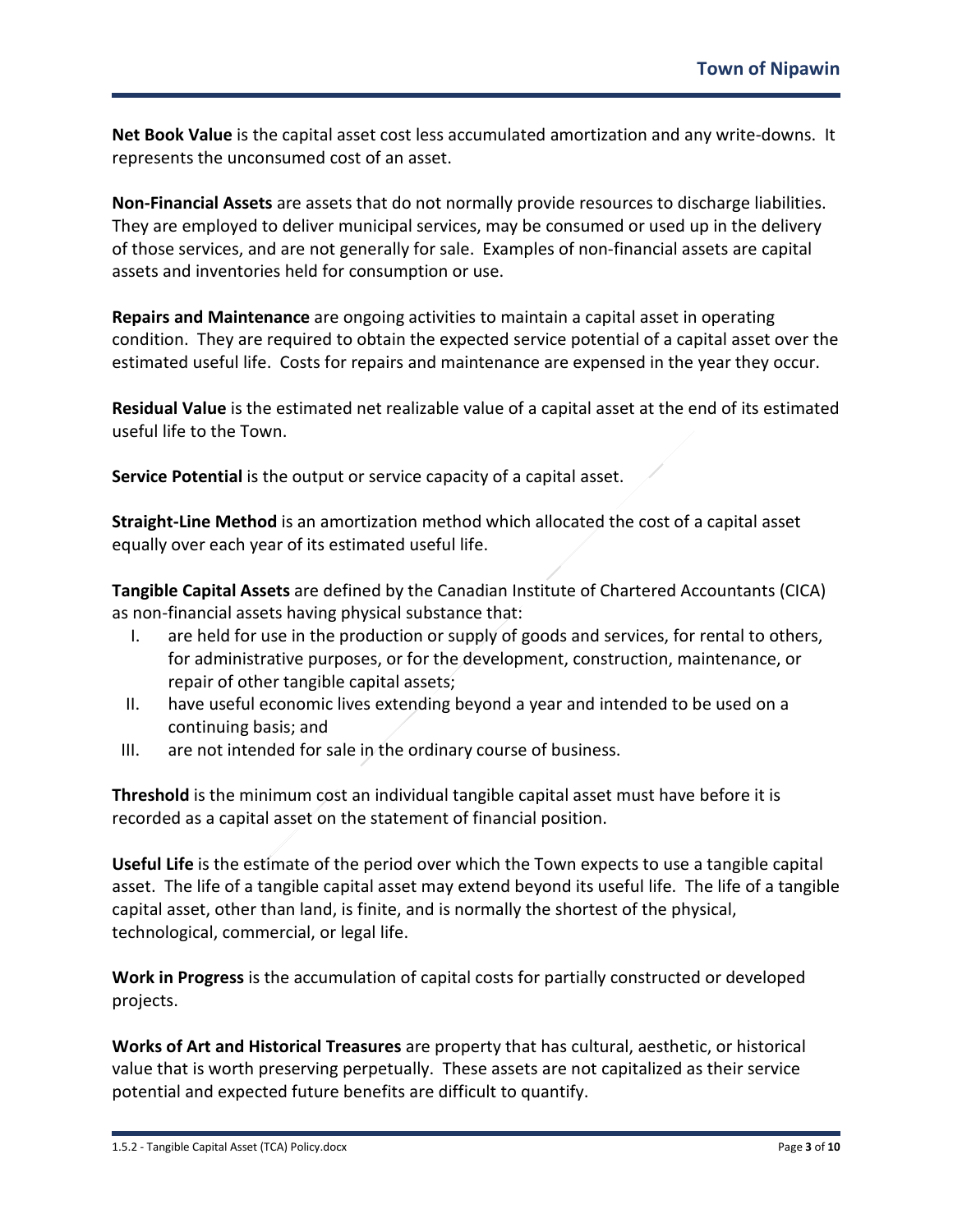**Net Book Value** is the capital asset cost less accumulated amortization and any write-downs. It represents the unconsumed cost of an asset.

**Non-Financial Assets** are assets that do not normally provide resources to discharge liabilities. They are employed to deliver municipal services, may be consumed or used up in the delivery of those services, and are not generally for sale. Examples of non-financial assets are capital assets and inventories held for consumption or use.

**Repairs and Maintenance** are ongoing activities to maintain a capital asset in operating condition. They are required to obtain the expected service potential of a capital asset over the estimated useful life. Costs for repairs and maintenance are expensed in the year they occur.

**Residual Value** is the estimated net realizable value of a capital asset at the end of its estimated useful life to the Town.

**Service Potential** is the output or service capacity of a capital asset.

**Straight-Line Method** is an amortization method which allocated the cost of a capital asset equally over each year of its estimated useful life.

**Tangible Capital Assets** are defined by the Canadian Institute of Chartered Accountants (CICA) as non-financial assets having physical substance that:

I. are held for use in the production or supply of goods and services, for rental to others, for administrative purposes, or for the development, construction, maintenance, or repair of other tangible capital assets;
II. have useful economic lives extending beyond a year and intended to be used on a continuing basis; and
III. are not intended for sale in the ordinary course of business.

**Threshold** is the minimum cost an individual tangible capital asset must have before it is recorded as a capital asset on the statement of financial position.

**Useful Life** is the estimate of the period over which the Town expects to use a tangible capital asset. The life of a tangible capital asset may extend beyond its useful life. The life of a tangible capital asset, other than land, is finite, and is normally the shortest of the physical, technological, commercial, or legal life.

**Work in Progress** is the accumulation of capital costs for partially constructed or developed projects.

**Works of Art and Historical Treasures** are property that has cultural, aesthetic, or historical value that is worth preserving perpetually. These assets are not capitalized as their service potential and expected future benefits are difficult to quantify.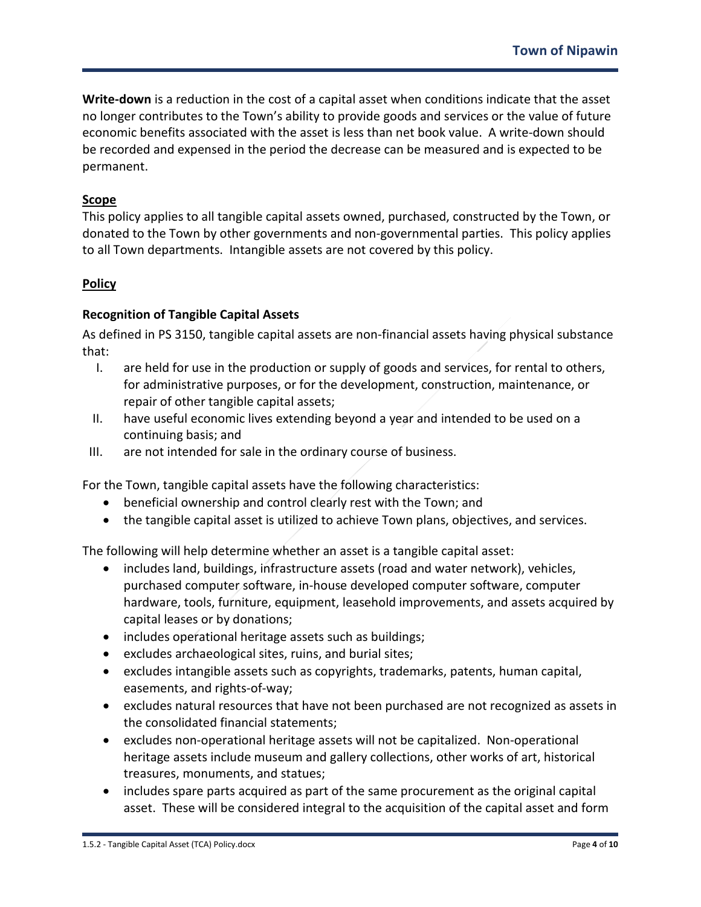**Write-down** is a reduction in the cost of a capital asset when conditions indicate that the asset no longer contributes to the Town's ability to provide goods and services or the value of future economic benefits associated with the asset is less than net book value. A write-down should be recorded and expensed in the period the decrease can be measured and is expected to be permanent.

## Scope

This policy applies to all tangible capital assets owned, purchased, constructed by the Town, or donated to the Town by other governments and non-governmental parties. This policy applies to all Town departments. Intangible assets are not covered by this policy.

## Policy

### Recognition of Tangible Capital Assets

As defined in PS 3150, tangible capital assets are non-financial assets having physical substance that:

I. are held for use in the production or supply of goods and services, for rental to others, for administrative purposes, or for the development, construction, maintenance, or repair of other tangible capital assets;
II. have useful economic lives extending beyond a year and intended to be used on a continuing basis; and
III. are not intended for sale in the ordinary course of business.

For the Town, tangible capital assets have the following characteristics:

- beneficial ownership and control clearly rest with the Town; and
- the tangible capital asset is utilized to achieve Town plans, objectives, and services.

The following will help determine whether an asset is a tangible capital asset:

- includes land, buildings, infrastructure assets (road and water network), vehicles, purchased computer software, in-house developed computer software, computer hardware, tools, furniture, equipment, leasehold improvements, and assets acquired by capital leases or by donations;
- includes operational heritage assets such as buildings;
- excludes archaeological sites, ruins, and burial sites;
- excludes intangible assets such as copyrights, trademarks, patents, human capital, easements, and rights-of-way;
- excludes natural resources that have not been purchased are not recognized as assets in the consolidated financial statements;
- excludes non-operational heritage assets will not be capitalized. Non-operational heritage assets include museum and gallery collections, other works of art, historical treasures, monuments, and statues;
- includes spare parts acquired as part of the same procurement as the original capital asset. These will be considered integral to the acquisition of the capital asset and form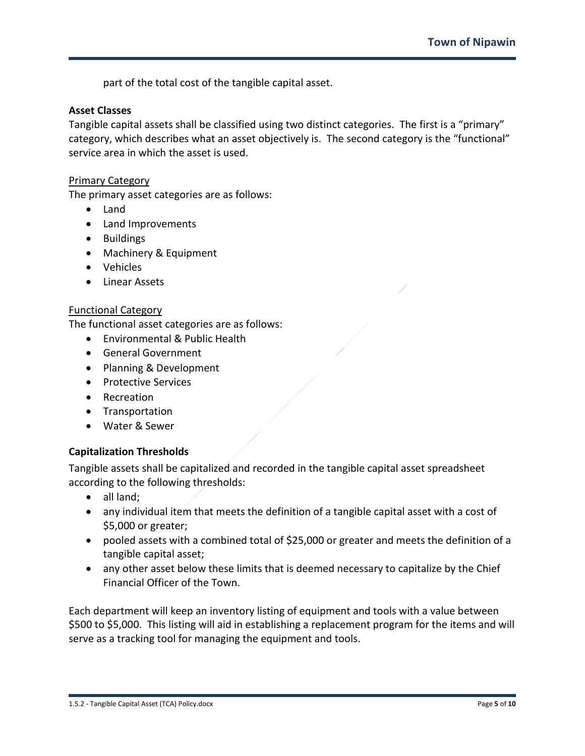part of the total cost of the tangible capital asset.

**Asset Classes**

Tangible capital assets shall be classified using two distinct categories. The first is a "primary" category, which describes what an asset objectively is. The second category is the "functional" service area in which the asset is used.

Primary Category

The primary asset categories are as follows:

- Land
- Land Improvements
- Buildings
- Machinery & Equipment
- Vehicles
- Linear Assets

Functional Category

The functional asset categories are as follows:

- Environmental & Public Health
- General Government
- Planning & Development
- Protective Services
- Recreation
- Transportation
- Water & Sewer

**Capitalization Thresholds**

Tangible assets shall be capitalized and recorded in the tangible capital asset spreadsheet according to the following thresholds:

- all land;
- any individual item that meets the definition of a tangible capital asset with a cost of $5,000 or greater;
- pooled assets with a combined total of $25,000 or greater and meets the definition of a tangible capital asset;
- any other asset below these limits that is deemed necessary to capitalize by the Chief Financial Officer of the Town.

Each department will keep an inventory listing of equipment and tools with a value between $500 to $5,000. This listing will aid in establishing a replacement program for the items and will serve as a tracking tool for managing the equipment and tools.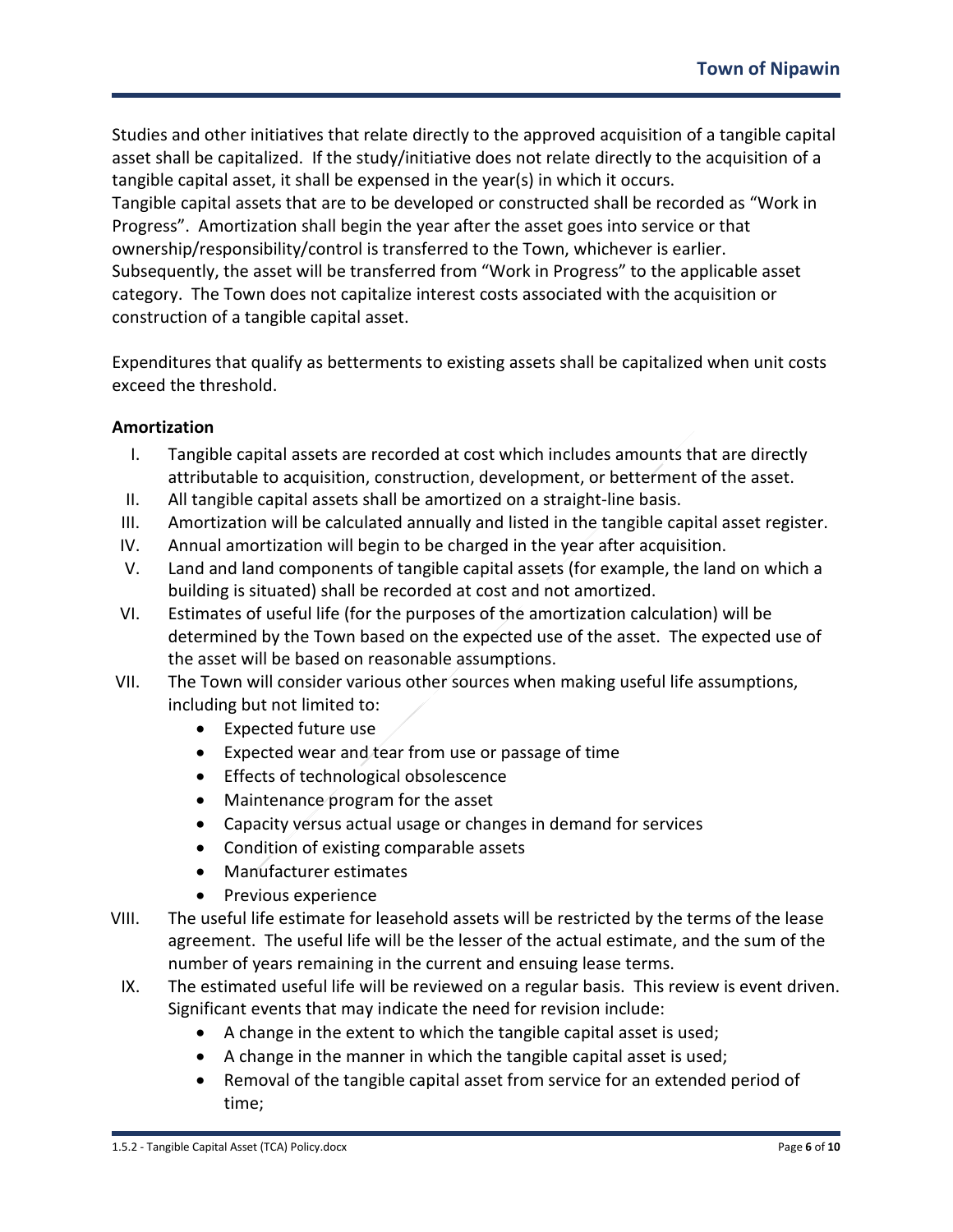Studies and other initiatives that relate directly to the approved acquisition of a tangible capital asset shall be capitalized. If the study/initiative does not relate directly to the acquisition of a tangible capital asset, it shall be expensed in the year(s) in which it occurs.
Tangible capital assets that are to be developed or constructed shall be recorded as "Work in Progress". Amortization shall begin the year after the asset goes into service or that ownership/responsibility/control is transferred to the Town, whichever is earlier. Subsequently, the asset will be transferred from "Work in Progress" to the applicable asset category. The Town does not capitalize interest costs associated with the acquisition or construction of a tangible capital asset.

Expenditures that qualify as betterments to existing assets shall be capitalized when unit costs exceed the threshold.

**Amortization**

I. Tangible capital assets are recorded at cost which includes amounts that are directly attributable to acquisition, construction, development, or betterment of the asset.
II. All tangible capital assets shall be amortized on a straight-line basis.
III. Amortization will be calculated annually and listed in the tangible capital asset register.
IV. Annual amortization will begin to be charged in the year after acquisition.
V. Land and land components of tangible capital assets (for example, the land on which a building is situated) shall be recorded at cost and not amortized.
VI. Estimates of useful life (for the purposes of the amortization calculation) will be determined by the Town based on the expected use of the asset. The expected use of the asset will be based on reasonable assumptions.
VII. The Town will consider various other sources when making useful life assumptions, including but not limited to:
   - Expected future use
   - Expected wear and tear from use or passage of time
   - Effects of technological obsolescence
   - Maintenance program for the asset
   - Capacity versus actual usage or changes in demand for services
   - Condition of existing comparable assets
   - Manufacturer estimates
   - Previous experience
VIII. The useful life estimate for leasehold assets will be restricted by the terms of the lease agreement. The useful life will be the lesser of the actual estimate, and the sum of the number of years remaining in the current and ensuing lease terms.
IX. The estimated useful life will be reviewed on a regular basis. This review is event driven. Significant events that may indicate the need for revision include:
   - A change in the extent to which the tangible capital asset is used;
   - A change in the manner in which the tangible capital asset is used;
   - Removal of the tangible capital asset from service for an extended period of time;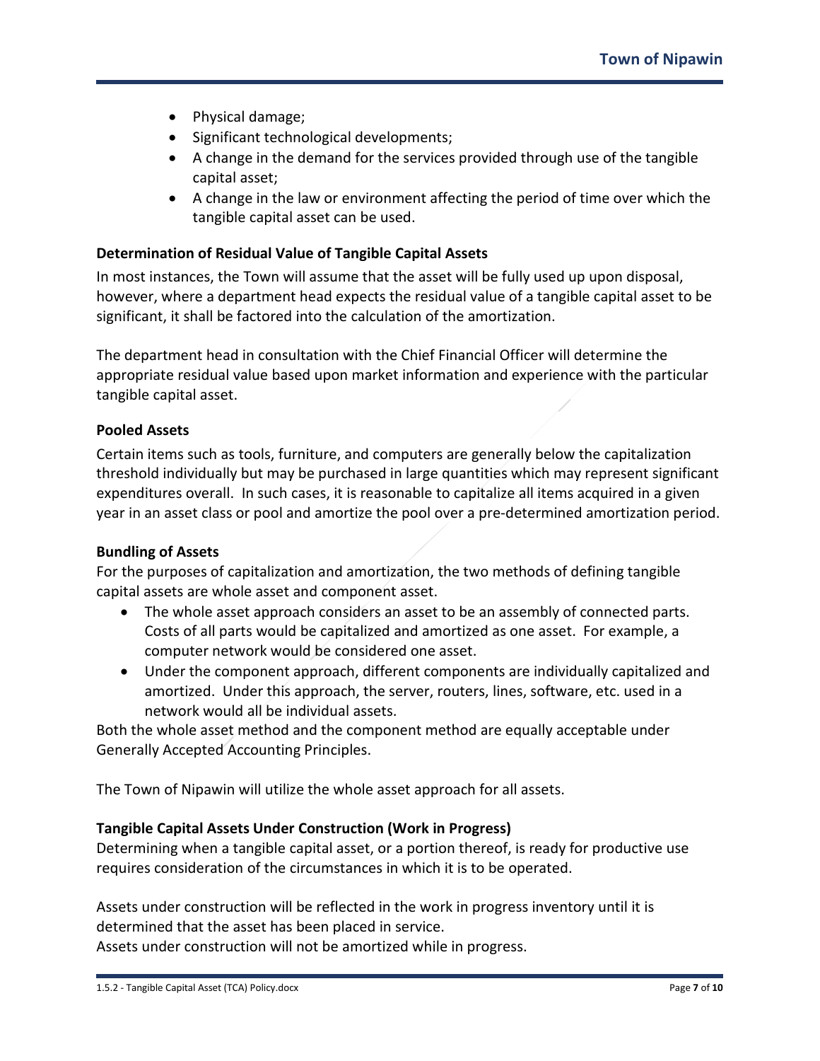- Physical damage;
- Significant technological developments;
- A change in the demand for the services provided through use of the tangible capital asset;
- A change in the law or environment affecting the period of time over which the tangible capital asset can be used.

**Determination of Residual Value of Tangible Capital Assets**

In most instances, the Town will assume that the asset will be fully used up upon disposal, however, where a department head expects the residual value of a tangible capital asset to be significant, it shall be factored into the calculation of the amortization.

The department head in consultation with the Chief Financial Officer will determine the appropriate residual value based upon market information and experience with the particular tangible capital asset.

**Pooled Assets**

Certain items such as tools, furniture, and computers are generally below the capitalization threshold individually but may be purchased in large quantities which may represent significant expenditures overall. In such cases, it is reasonable to capitalize all items acquired in a given year in an asset class or pool and amortize the pool over a pre-determined amortization period.

**Bundling of Assets**

For the purposes of capitalization and amortization, the two methods of defining tangible capital assets are whole asset and component asset.

- The whole asset approach considers an asset to be an assembly of connected parts. Costs of all parts would be capitalized and amortized as one asset. For example, a computer network would be considered one asset.
- Under the component approach, different components are individually capitalized and amortized. Under this approach, the server, routers, lines, software, etc. used in a network would all be individual assets.

Both the whole asset method and the component method are equally acceptable under Generally Accepted Accounting Principles.

The Town of Nipawin will utilize the whole asset approach for all assets.

**Tangible Capital Assets Under Construction (Work in Progress)**

Determining when a tangible capital asset, or a portion thereof, is ready for productive use requires consideration of the circumstances in which it is to be operated.

Assets under construction will be reflected in the work in progress inventory until it is determined that the asset has been placed in service.
Assets under construction will not be amortized while in progress.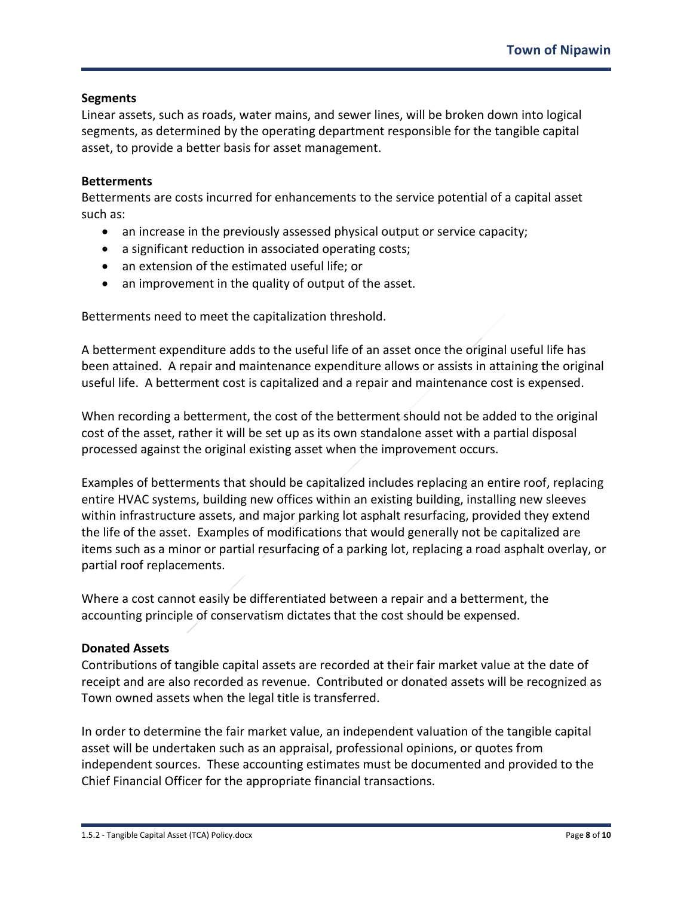**Segments**

Linear assets, such as roads, water mains, and sewer lines, will be broken down into logical segments, as determined by the operating department responsible for the tangible capital asset, to provide a better basis for asset management.

**Betterments**

Betterments are costs incurred for enhancements to the service potential of a capital asset such as:

- an increase in the previously assessed physical output or service capacity;
- a significant reduction in associated operating costs;
- an extension of the estimated useful life; or
- an improvement in the quality of output of the asset.

Betterments need to meet the capitalization threshold.

A betterment expenditure adds to the useful life of an asset once the original useful life has been attained. A repair and maintenance expenditure allows or assists in attaining the original useful life. A betterment cost is capitalized and a repair and maintenance cost is expensed.

When recording a betterment, the cost of the betterment should not be added to the original cost of the asset, rather it will be set up as its own standalone asset with a partial disposal processed against the original existing asset when the improvement occurs.

Examples of betterments that should be capitalized includes replacing an entire roof, replacing entire HVAC systems, building new offices within an existing building, installing new sleeves within infrastructure assets, and major parking lot asphalt resurfacing, provided they extend the life of the asset. Examples of modifications that would generally not be capitalized are items such as a minor or partial resurfacing of a parking lot, replacing a road asphalt overlay, or partial roof replacements.

Where a cost cannot easily be differentiated between a repair and a betterment, the accounting principle of conservatism dictates that the cost should be expensed.

**Donated Assets**

Contributions of tangible capital assets are recorded at their fair market value at the date of receipt and are also recorded as revenue. Contributed or donated assets will be recognized as Town owned assets when the legal title is transferred.

In order to determine the fair market value, an independent valuation of the tangible capital asset will be undertaken such as an appraisal, professional opinions, or quotes from independent sources. These accounting estimates must be documented and provided to the Chief Financial Officer for the appropriate financial transactions.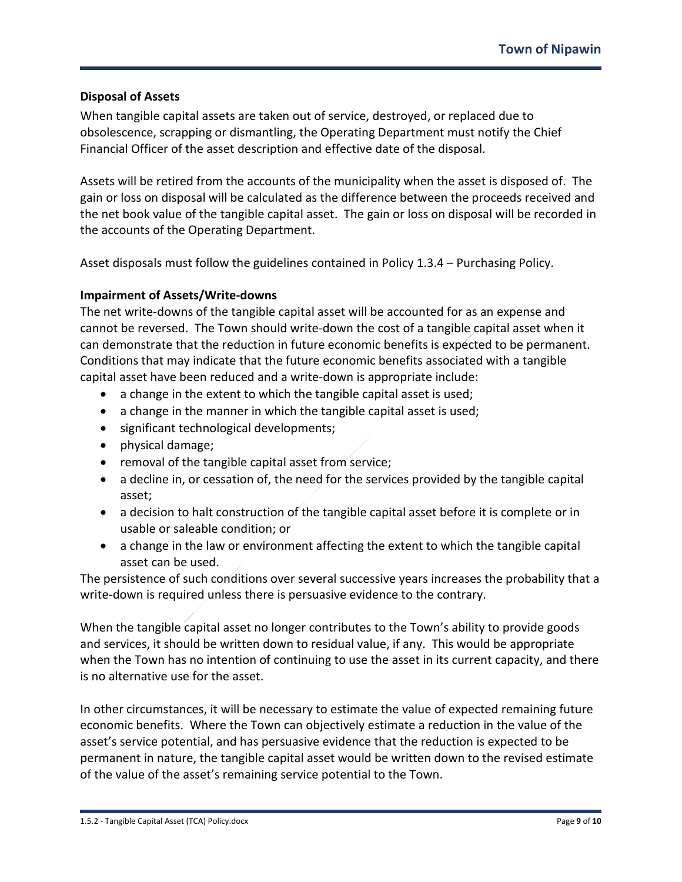**Disposal of Assets**

When tangible capital assets are taken out of service, destroyed, or replaced due to obsolescence, scrapping or dismantling, the Operating Department must notify the Chief Financial Officer of the asset description and effective date of the disposal.

Assets will be retired from the accounts of the municipality when the asset is disposed of. The gain or loss on disposal will be calculated as the difference between the proceeds received and the net book value of the tangible capital asset. The gain or loss on disposal will be recorded in the accounts of the Operating Department.

Asset disposals must follow the guidelines contained in Policy 1.3.4 – Purchasing Policy.

**Impairment of Assets/Write-downs**

The net write-downs of the tangible capital asset will be accounted for as an expense and cannot be reversed. The Town should write-down the cost of a tangible capital asset when it can demonstrate that the reduction in future economic benefits is expected to be permanent. Conditions that may indicate that the future economic benefits associated with a tangible capital asset have been reduced and a write-down is appropriate include:

- a change in the extent to which the tangible capital asset is used;
- a change in the manner in which the tangible capital asset is used;
- significant technological developments;
- physical damage;
- removal of the tangible capital asset from service;
- a decline in, or cessation of, the need for the services provided by the tangible capital asset;
- a decision to halt construction of the tangible capital asset before it is complete or in usable or saleable condition; or
- a change in the law or environment affecting the extent to which the tangible capital asset can be used.

The persistence of such conditions over several successive years increases the probability that a write-down is required unless there is persuasive evidence to the contrary.

When the tangible capital asset no longer contributes to the Town's ability to provide goods and services, it should be written down to residual value, if any. This would be appropriate when the Town has no intention of continuing to use the asset in its current capacity, and there is no alternative use for the asset.

In other circumstances, it will be necessary to estimate the value of expected remaining future economic benefits. Where the Town can objectively estimate a reduction in the value of the asset's service potential, and has persuasive evidence that the reduction is expected to be permanent in nature, the tangible capital asset would be written down to the revised estimate of the value of the asset's remaining service potential to the Town.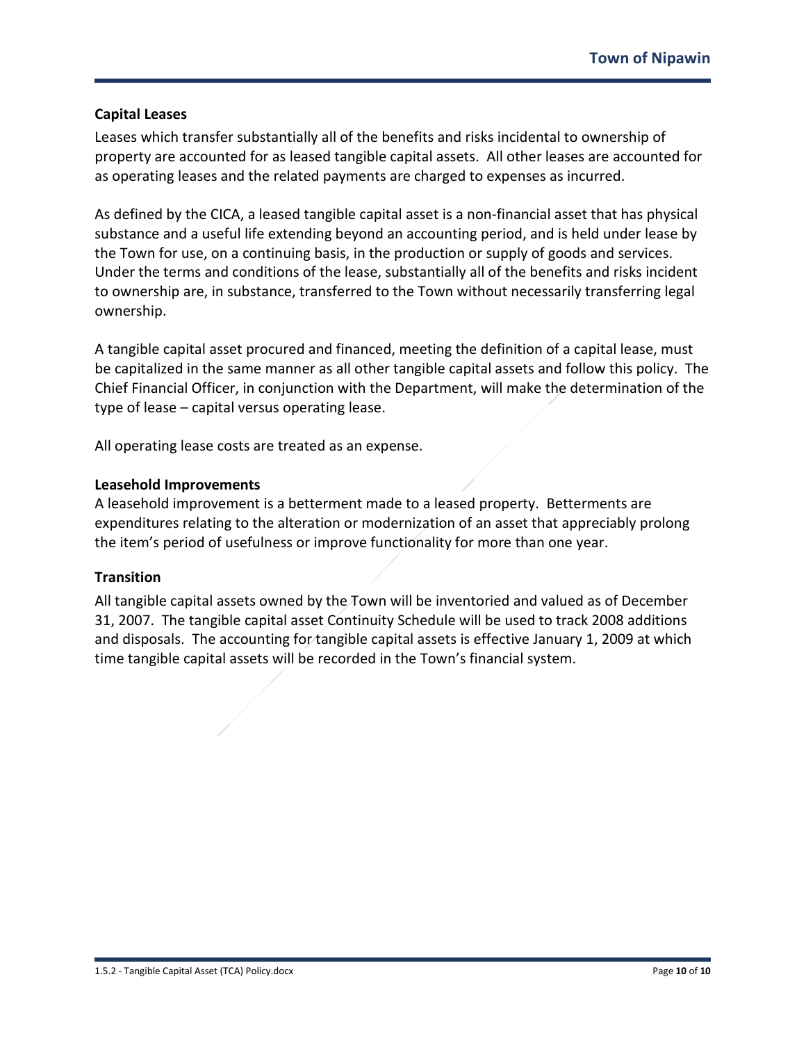**Capital Leases**

Leases which transfer substantially all of the benefits and risks incidental to ownership of property are accounted for as leased tangible capital assets. All other leases are accounted for as operating leases and the related payments are charged to expenses as incurred.

As defined by the CICA, a leased tangible capital asset is a non-financial asset that has physical substance and a useful life extending beyond an accounting period, and is held under lease by the Town for use, on a continuing basis, in the production or supply of goods and services. Under the terms and conditions of the lease, substantially all of the benefits and risks incident to ownership are, in substance, transferred to the Town without necessarily transferring legal ownership.

A tangible capital asset procured and financed, meeting the definition of a capital lease, must be capitalized in the same manner as all other tangible capital assets and follow this policy. The Chief Financial Officer, in conjunction with the Department, will make the determination of the type of lease – capital versus operating lease.

All operating lease costs are treated as an expense.

**Leasehold Improvements**

A leasehold improvement is a betterment made to a leased property. Betterments are expenditures relating to the alteration or modernization of an asset that appreciably prolong the item's period of usefulness or improve functionality for more than one year.

**Transition**

All tangible capital assets owned by the Town will be inventoried and valued as of December 31, 2007. The tangible capital asset Continuity Schedule will be used to track 2008 additions and disposals. The accounting for tangible capital assets is effective January 1, 2009 at which time tangible capital assets will be recorded in the Town's financial system.